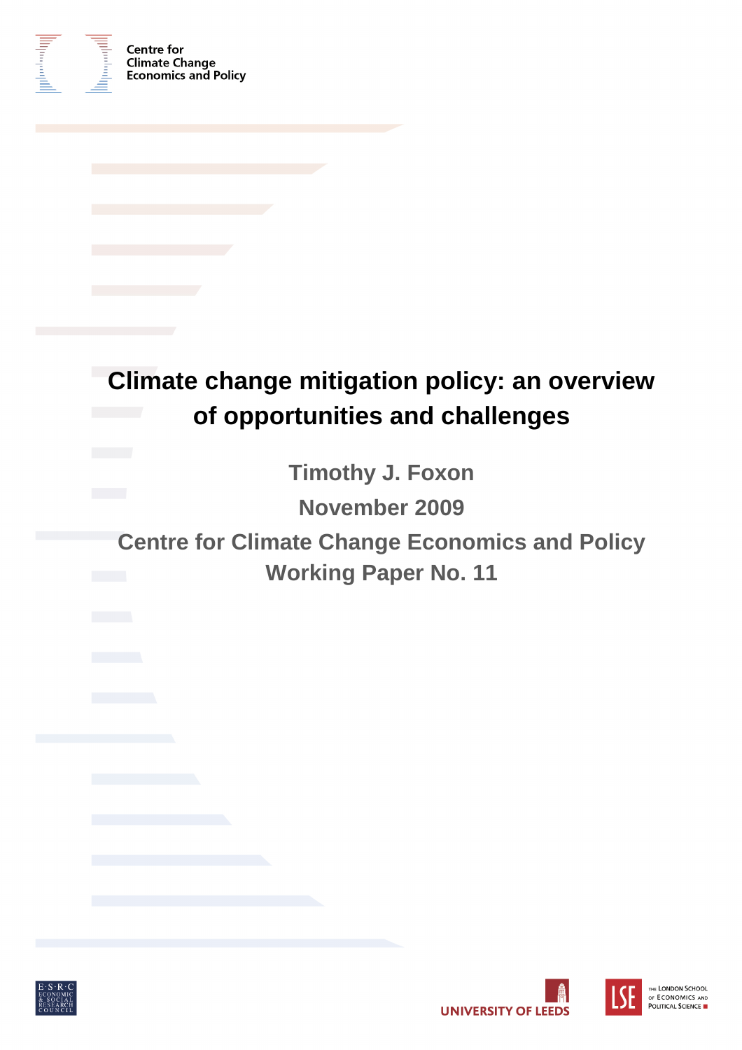Centre for Climate Change Economics and Policy

# Climate change mitigation policy: an overview of opportunities and challenges

**Timothy J. Foxon**

**November 2009**

**Centre for Climate Change Economics and Policy Working Paper No. 11**

ESRC Economic & Social Research Council

University of Leeds

The London School of Economics and Political Science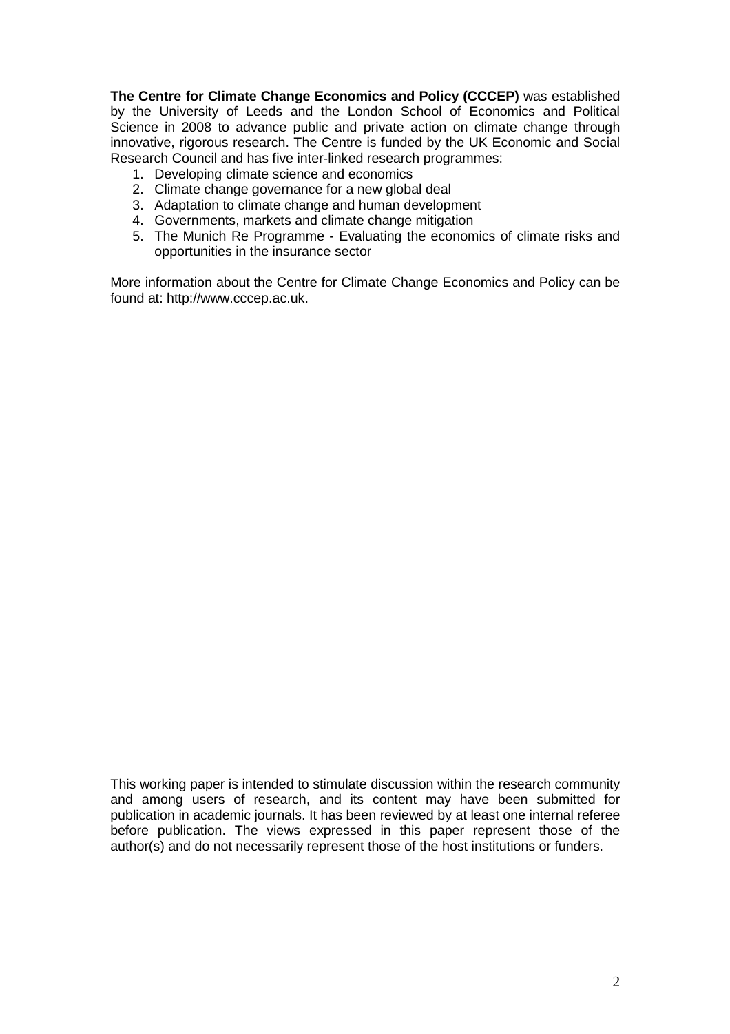**The Centre for Climate Change Economics and Policy (CCCEP)** was established by the University of Leeds and the London School of Economics and Political Science in 2008 to advance public and private action on climate change through innovative, rigorous research. The Centre is funded by the UK Economic and Social Research Council and has five inter-linked research programmes:

1. Developing climate science and economics
2. Climate change governance for a new global deal
3. Adaptation to climate change and human development
4. Governments, markets and climate change mitigation
5. The Munich Re Programme - Evaluating the economics of climate risks and opportunities in the insurance sector

More information about the Centre for Climate Change Economics and Policy can be found at: http://www.cccep.ac.uk.

This working paper is intended to stimulate discussion within the research community and among users of research, and its content may have been submitted for publication in academic journals. It has been reviewed by at least one internal referee before publication. The views expressed in this paper represent those of the author(s) and do not necessarily represent those of the host institutions or funders.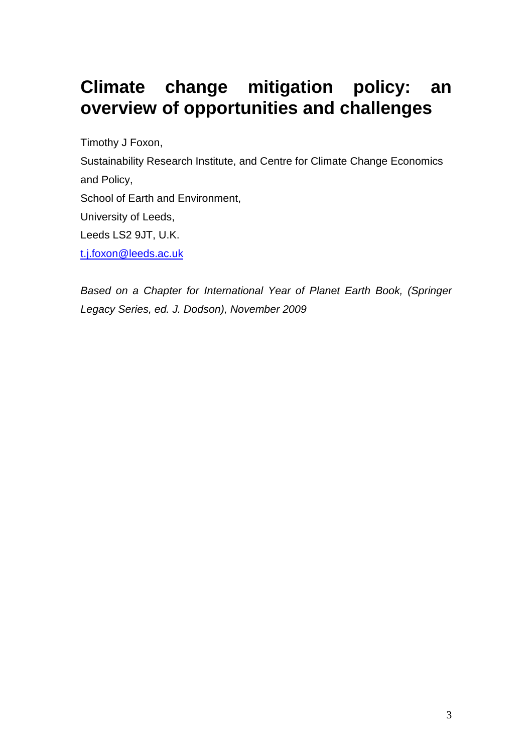# Climate change mitigation policy: an overview of opportunities and challenges

Timothy J Foxon,

Sustainability Research Institute, and Centre for Climate Change Economics and Policy,

School of Earth and Environment,

University of Leeds,

Leeds LS2 9JT, U.K.

t.j.foxon@leeds.ac.uk

*Based on a Chapter for International Year of Planet Earth Book, (Springer Legacy Series, ed. J. Dodson), November 2009*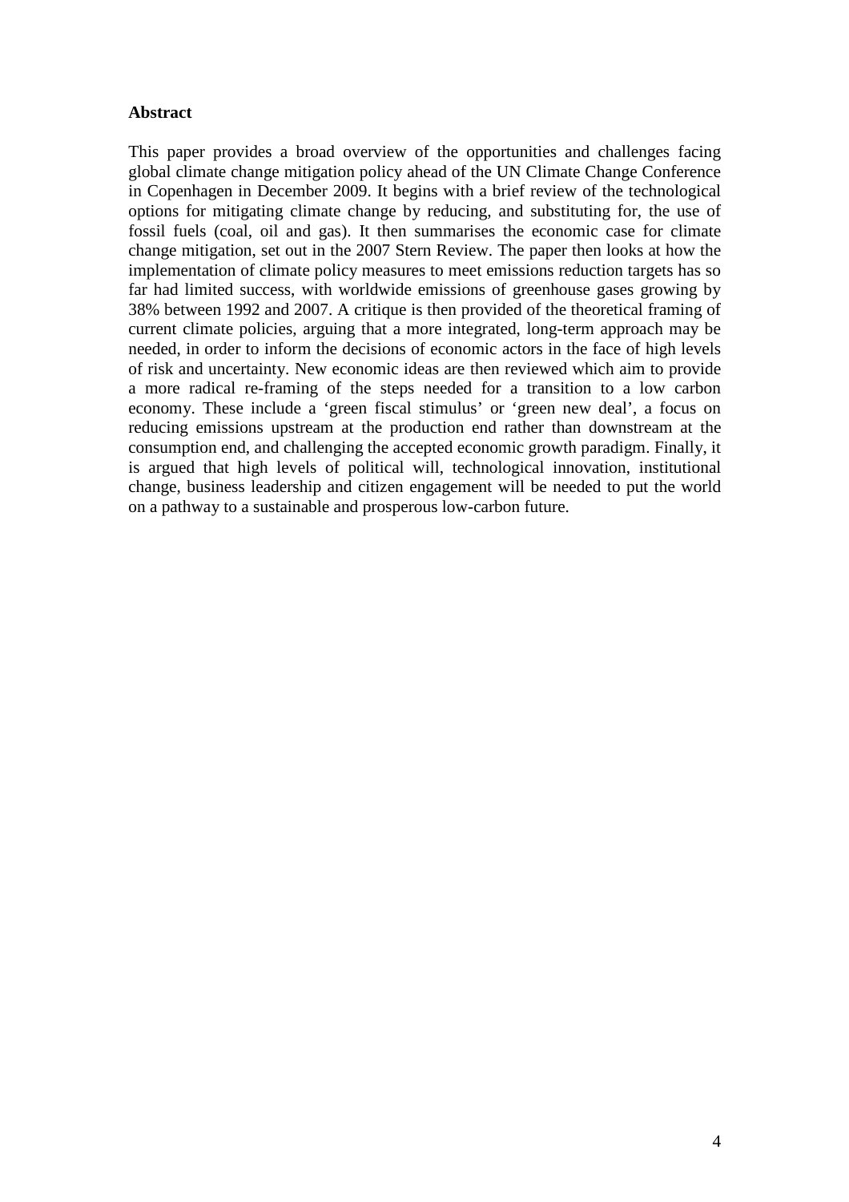**Abstract**

This paper provides a broad overview of the opportunities and challenges facing global climate change mitigation policy ahead of the UN Climate Change Conference in Copenhagen in December 2009. It begins with a brief review of the technological options for mitigating climate change by reducing, and substituting for, the use of fossil fuels (coal, oil and gas). It then summarises the economic case for climate change mitigation, set out in the 2007 Stern Review. The paper then looks at how the implementation of climate policy measures to meet emissions reduction targets has so far had limited success, with worldwide emissions of greenhouse gases growing by 38% between 1992 and 2007. A critique is then provided of the theoretical framing of current climate policies, arguing that a more integrated, long-term approach may be needed, in order to inform the decisions of economic actors in the face of high levels of risk and uncertainty. New economic ideas are then reviewed which aim to provide a more radical re-framing of the steps needed for a transition to a low carbon economy. These include a 'green fiscal stimulus' or 'green new deal', a focus on reducing emissions upstream at the production end rather than downstream at the consumption end, and challenging the accepted economic growth paradigm. Finally, it is argued that high levels of political will, technological innovation, institutional change, business leadership and citizen engagement will be needed to put the world on a pathway to a sustainable and prosperous low-carbon future.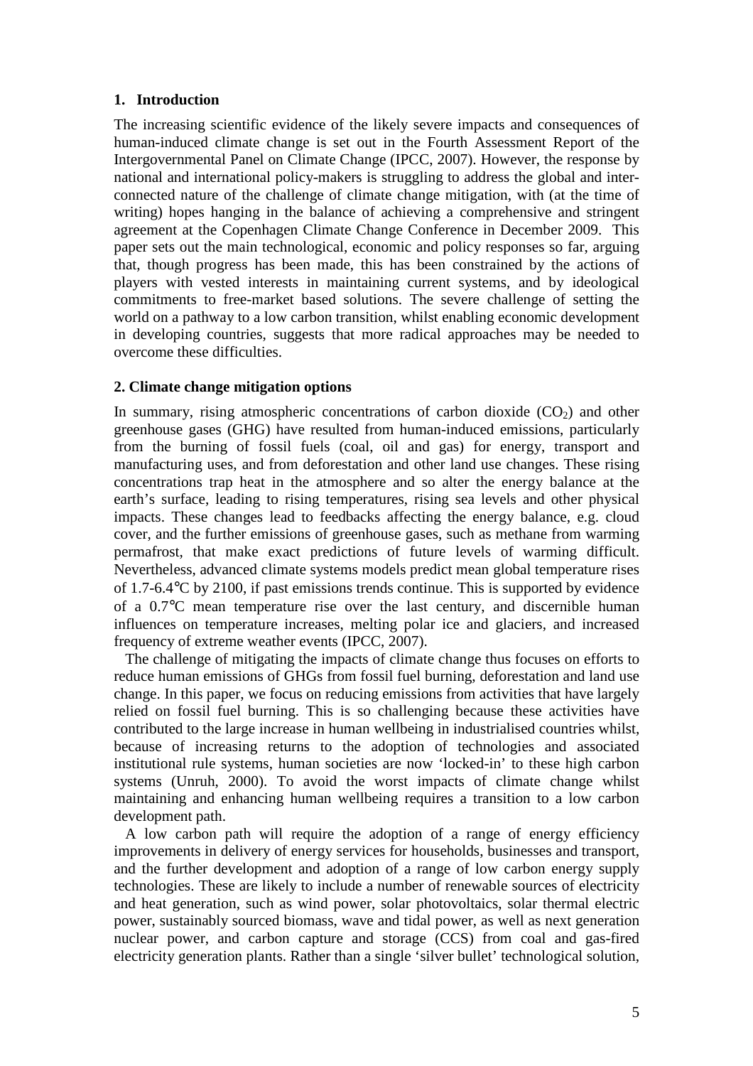## 1. Introduction

The increasing scientific evidence of the likely severe impacts and consequences of human-induced climate change is set out in the Fourth Assessment Report of the Intergovernmental Panel on Climate Change (IPCC, 2007). However, the response by national and international policy-makers is struggling to address the global and inter-connected nature of the challenge of climate change mitigation, with (at the time of writing) hopes hanging in the balance of achieving a comprehensive and stringent agreement at the Copenhagen Climate Change Conference in December 2009. This paper sets out the main technological, economic and policy responses so far, arguing that, though progress has been made, this has been constrained by the actions of players with vested interests in maintaining current systems, and by ideological commitments to free-market based solutions. The severe challenge of setting the world on a pathway to a low carbon transition, whilst enabling economic development in developing countries, suggests that more radical approaches may be needed to overcome these difficulties.

## 2. Climate change mitigation options

In summary, rising atmospheric concentrations of carbon dioxide ($CO_2$) and other greenhouse gases (GHG) have resulted from human-induced emissions, particularly from the burning of fossil fuels (coal, oil and gas) for energy, transport and manufacturing uses, and from deforestation and other land use changes. These rising concentrations trap heat in the atmosphere and so alter the energy balance at the earth's surface, leading to rising temperatures, rising sea levels and other physical impacts. These changes lead to feedbacks affecting the energy balance, e.g. cloud cover, and the further emissions of greenhouse gases, such as methane from warming permafrost, that make exact predictions of future levels of warming difficult. Nevertheless, advanced climate systems models predict mean global temperature rises of 1.7-6.4°C by 2100, if past emissions trends continue. This is supported by evidence of a 0.7°C mean temperature rise over the last century, and discernible human influences on temperature increases, melting polar ice and glaciers, and increased frequency of extreme weather events (IPCC, 2007).

The challenge of mitigating the impacts of climate change thus focuses on efforts to reduce human emissions of GHGs from fossil fuel burning, deforestation and land use change. In this paper, we focus on reducing emissions from activities that have largely relied on fossil fuel burning. This is so challenging because these activities have contributed to the large increase in human wellbeing in industrialised countries whilst, because of increasing returns to the adoption of technologies and associated institutional rule systems, human societies are now 'locked-in' to these high carbon systems (Unruh, 2000). To avoid the worst impacts of climate change whilst maintaining and enhancing human wellbeing requires a transition to a low carbon development path.

A low carbon path will require the adoption of a range of energy efficiency improvements in delivery of energy services for households, businesses and transport, and the further development and adoption of a range of low carbon energy supply technologies. These are likely to include a number of renewable sources of electricity and heat generation, such as wind power, solar photovoltaics, solar thermal electric power, sustainably sourced biomass, wave and tidal power, as well as next generation nuclear power, and carbon capture and storage (CCS) from coal and gas-fired electricity generation plants. Rather than a single 'silver bullet' technological solution,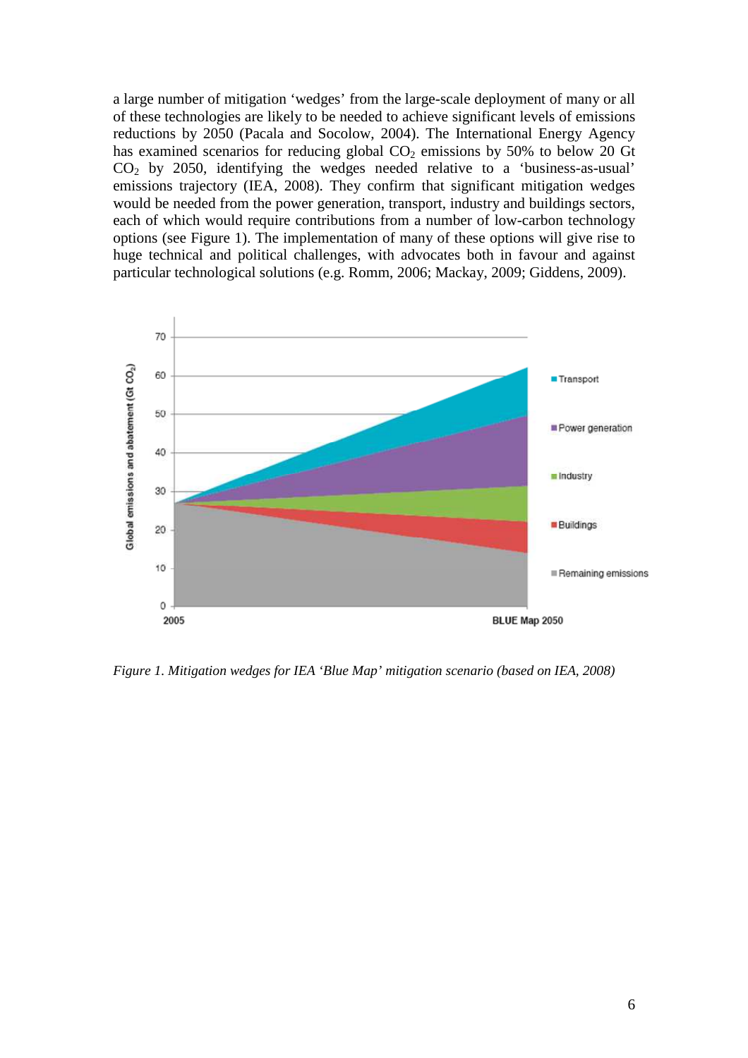a large number of mitigation 'wedges' from the large-scale deployment of many or all of these technologies are likely to be needed to achieve significant levels of emissions reductions by 2050 (Pacala and Socolow, 2004). The International Energy Agency has examined scenarios for reducing global $CO_2$ emissions by 50% to below 20 Gt $CO_2$ by 2050, identifying the wedges needed relative to a 'business-as-usual' emissions trajectory (IEA, 2008). They confirm that significant mitigation wedges would be needed from the power generation, transport, industry and buildings sectors, each of which would require contributions from a number of low-carbon technology options (see Figure 1). The implementation of many of these options will give rise to huge technical and political challenges, with advocates both in favour and against particular technological solutions (e.g. Romm, 2006; Mackay, 2009; Giddens, 2009).

*Figure 1. Mitigation wedges for IEA 'Blue Map' mitigation scenario (based on IEA, 2008)*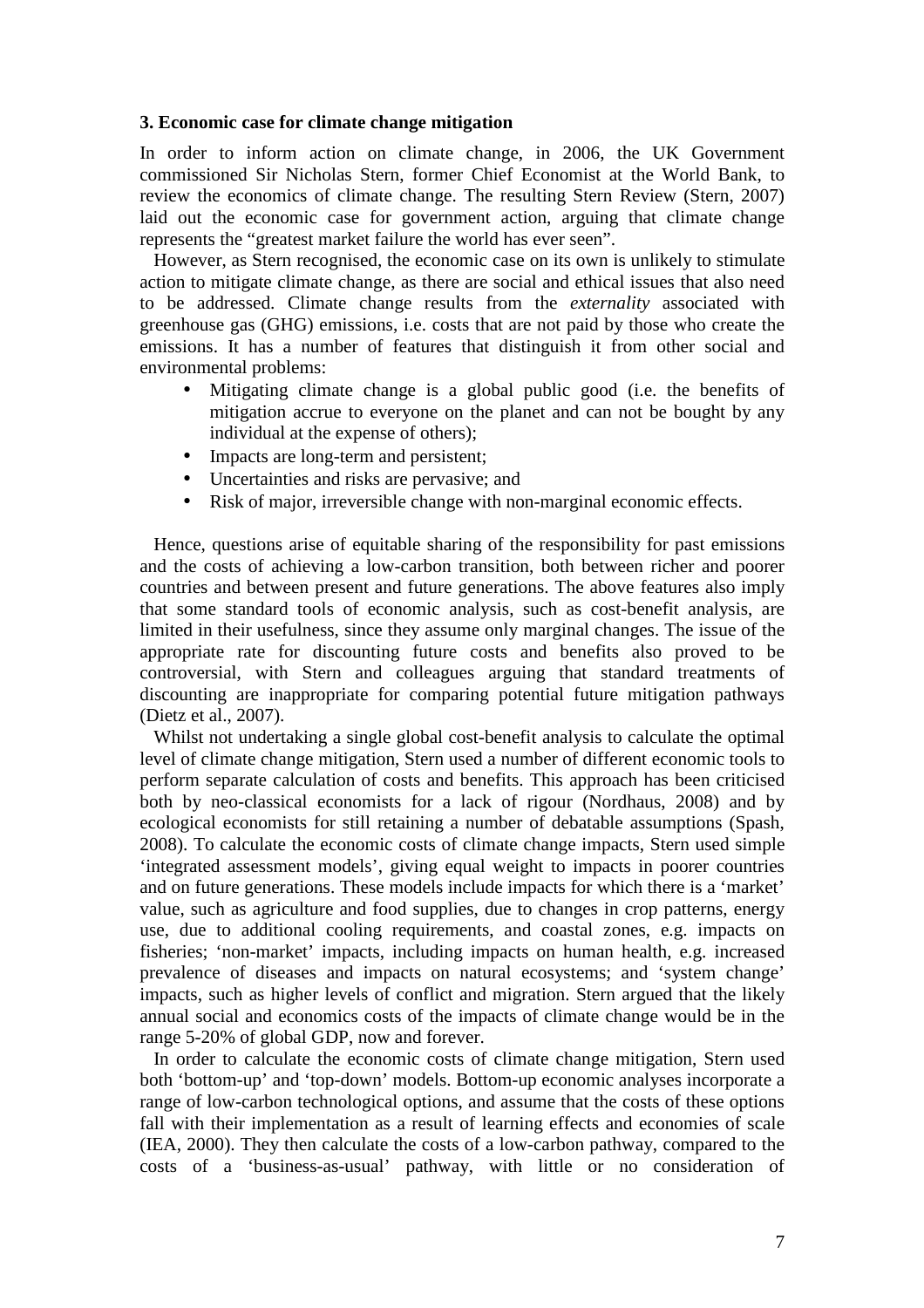### 3. Economic case for climate change mitigation

In order to inform action on climate change, in 2006, the UK Government commissioned Sir Nicholas Stern, former Chief Economist at the World Bank, to review the economics of climate change. The resulting Stern Review (Stern, 2007) laid out the economic case for government action, arguing that climate change represents the "greatest market failure the world has ever seen".

However, as Stern recognised, the economic case on its own is unlikely to stimulate action to mitigate climate change, as there are social and ethical issues that also need to be addressed. Climate change results from the *externality* associated with greenhouse gas (GHG) emissions, i.e. costs that are not paid by those who create the emissions. It has a number of features that distinguish it from other social and environmental problems:

- Mitigating climate change is a global public good (i.e. the benefits of mitigation accrue to everyone on the planet and can not be bought by any individual at the expense of others);
- Impacts are long-term and persistent;
- Uncertainties and risks are pervasive; and
- Risk of major, irreversible change with non-marginal economic effects.

Hence, questions arise of equitable sharing of the responsibility for past emissions and the costs of achieving a low-carbon transition, both between richer and poorer countries and between present and future generations. The above features also imply that some standard tools of economic analysis, such as cost-benefit analysis, are limited in their usefulness, since they assume only marginal changes. The issue of the appropriate rate for discounting future costs and benefits also proved to be controversial, with Stern and colleagues arguing that standard treatments of discounting are inappropriate for comparing potential future mitigation pathways (Dietz et al., 2007).

Whilst not undertaking a single global cost-benefit analysis to calculate the optimal level of climate change mitigation, Stern used a number of different economic tools to perform separate calculation of costs and benefits. This approach has been criticised both by neo-classical economists for a lack of rigour (Nordhaus, 2008) and by ecological economists for still retaining a number of debatable assumptions (Spash, 2008). To calculate the economic costs of climate change impacts, Stern used simple 'integrated assessment models', giving equal weight to impacts in poorer countries and on future generations. These models include impacts for which there is a 'market' value, such as agriculture and food supplies, due to changes in crop patterns, energy use, due to additional cooling requirements, and coastal zones, e.g. impacts on fisheries; 'non-market' impacts, including impacts on human health, e.g. increased prevalence of diseases and impacts on natural ecosystems; and 'system change' impacts, such as higher levels of conflict and migration. Stern argued that the likely annual social and economics costs of the impacts of climate change would be in the range 5-20% of global GDP, now and forever.

In order to calculate the economic costs of climate change mitigation, Stern used both 'bottom-up' and 'top-down' models. Bottom-up economic analyses incorporate a range of low-carbon technological options, and assume that the costs of these options fall with their implementation as a result of learning effects and economies of scale (IEA, 2000). They then calculate the costs of a low-carbon pathway, compared to the costs of a 'business-as-usual' pathway, with little or no consideration of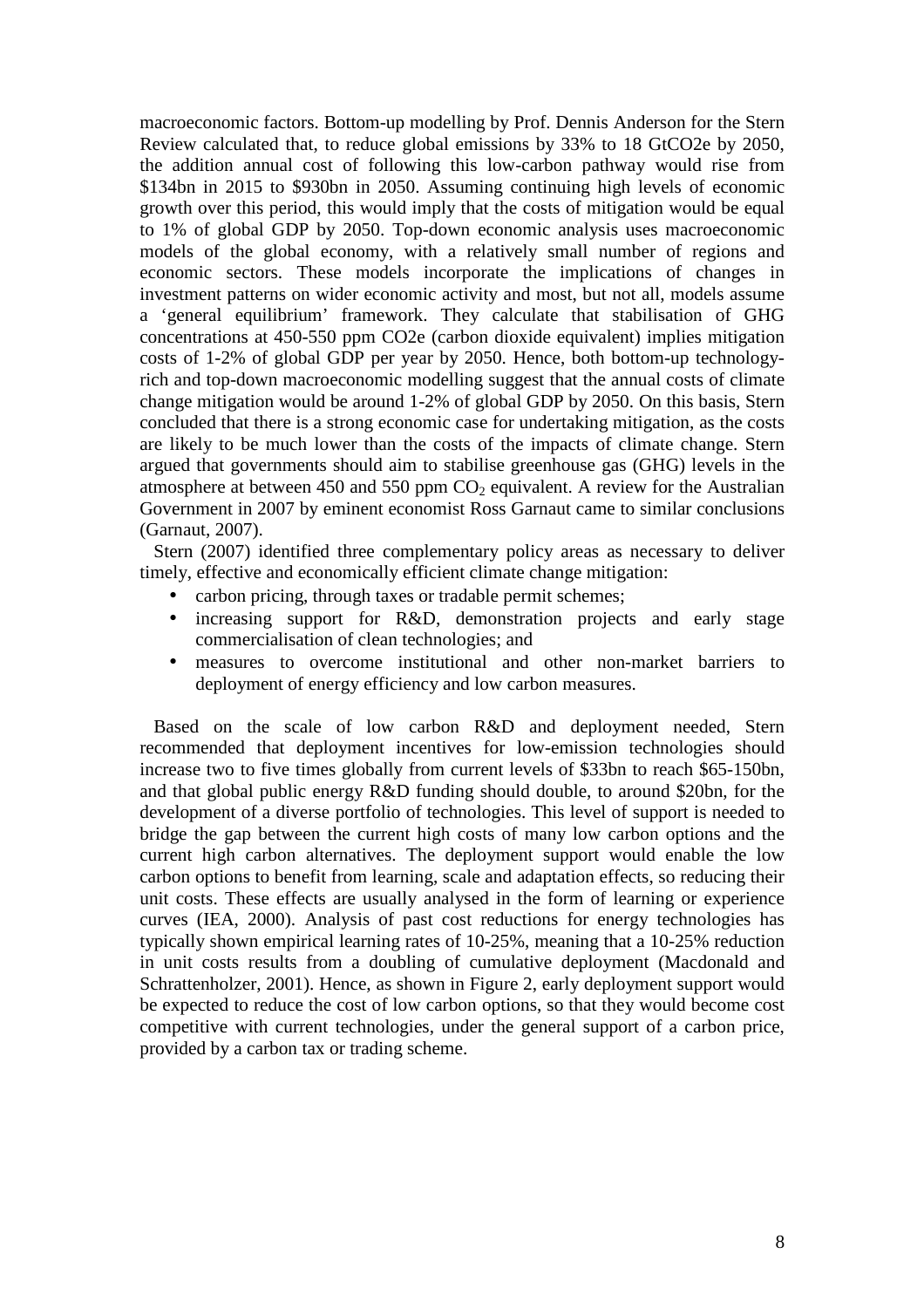macroeconomic factors. Bottom-up modelling by Prof. Dennis Anderson for the Stern Review calculated that, to reduce global emissions by 33% to 18 GtCO2e by 2050, the addition annual cost of following this low-carbon pathway would rise from \$134bn in 2015 to \$930bn in 2050. Assuming continuing high levels of economic growth over this period, this would imply that the costs of mitigation would be equal to 1% of global GDP by 2050. Top-down economic analysis uses macroeconomic models of the global economy, with a relatively small number of regions and economic sectors. These models incorporate the implications of changes in investment patterns on wider economic activity and most, but not all, models assume a 'general equilibrium' framework. They calculate that stabilisation of GHG concentrations at 450-550 ppm CO2e (carbon dioxide equivalent) implies mitigation costs of 1-2% of global GDP per year by 2050. Hence, both bottom-up technology-rich and top-down macroeconomic modelling suggest that the annual costs of climate change mitigation would be around 1-2% of global GDP by 2050. On this basis, Stern concluded that there is a strong economic case for undertaking mitigation, as the costs are likely to be much lower than the costs of the impacts of climate change. Stern argued that governments should aim to stabilise greenhouse gas (GHG) levels in the atmosphere at between 450 and 550 ppm $CO_2$ equivalent. A review for the Australian Government in 2007 by eminent economist Ross Garnaut came to similar conclusions (Garnaut, 2007).

Stern (2007) identified three complementary policy areas as necessary to deliver timely, effective and economically efficient climate change mitigation:

- carbon pricing, through taxes or tradable permit schemes;
- increasing support for R&D, demonstration projects and early stage commercialisation of clean technologies; and
- measures to overcome institutional and other non-market barriers to deployment of energy efficiency and low carbon measures.

Based on the scale of low carbon R&D and deployment needed, Stern recommended that deployment incentives for low-emission technologies should increase two to five times globally from current levels of \$33bn to reach \$65-150bn, and that global public energy R&D funding should double, to around \$20bn, for the development of a diverse portfolio of technologies. This level of support is needed to bridge the gap between the current high costs of many low carbon options and the current high carbon alternatives. The deployment support would enable the low carbon options to benefit from learning, scale and adaptation effects, so reducing their unit costs. These effects are usually analysed in the form of learning or experience curves (IEA, 2000). Analysis of past cost reductions for energy technologies has typically shown empirical learning rates of 10-25%, meaning that a 10-25% reduction in unit costs results from a doubling of cumulative deployment (Macdonald and Schrattenholzer, 2001). Hence, as shown in Figure 2, early deployment support would be expected to reduce the cost of low carbon options, so that they would become cost competitive with current technologies, under the general support of a carbon price, provided by a carbon tax or trading scheme.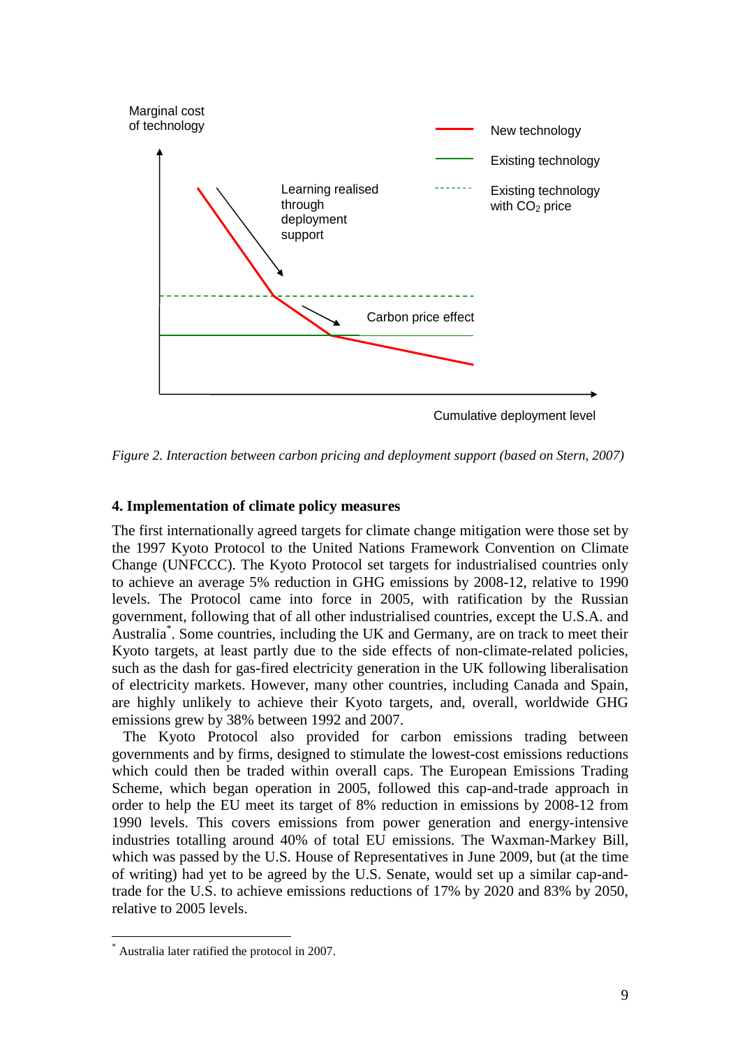*Figure 2. Interaction between carbon pricing and deployment support (based on Stern, 2007)*

### 4. Implementation of climate policy measures

The first internationally agreed targets for climate change mitigation were those set by the 1997 Kyoto Protocol to the United Nations Framework Convention on Climate Change (UNFCCC). The Kyoto Protocol set targets for industrialised countries only to achieve an average 5% reduction in GHG emissions by 2008-12, relative to 1990 levels. The Protocol came into force in 2005, with ratification by the Russian government, following that of all other industrialised countries, except the U.S.A. and Australia*. Some countries, including the UK and Germany, are on track to meet their Kyoto targets, at least partly due to the side effects of non-climate-related policies, such as the dash for gas-fired electricity generation in the UK following liberalisation of electricity markets. However, many other countries, including Canada and Spain, are highly unlikely to achieve their Kyoto targets, and, overall, worldwide GHG emissions grew by 38% between 1992 and 2007.

The Kyoto Protocol also provided for carbon emissions trading between governments and by firms, designed to stimulate the lowest-cost emissions reductions which could then be traded within overall caps. The European Emissions Trading Scheme, which began operation in 2005, followed this cap-and-trade approach in order to help the EU meet its target of 8% reduction in emissions by 2008-12 from 1990 levels. This covers emissions from power generation and energy-intensive industries totalling around 40% of total EU emissions. The Waxman-Markey Bill, which was passed by the U.S. House of Representatives in June 2009, but (at the time of writing) had yet to be agreed by the U.S. Senate, would set up a similar cap-and-trade for the U.S. to achieve emissions reductions of 17% by 2020 and 83% by 2050, relative to 2005 levels.

---

* Australia later ratified the protocol in 2007.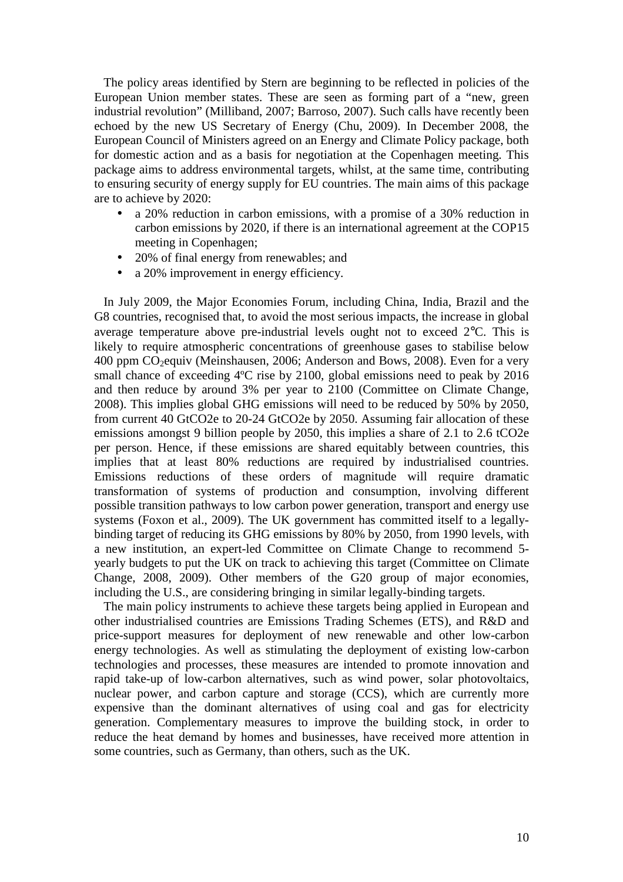The policy areas identified by Stern are beginning to be reflected in policies of the European Union member states. These are seen as forming part of a "new, green industrial revolution" (Milliband, 2007; Barroso, 2007). Such calls have recently been echoed by the new US Secretary of Energy (Chu, 2009). In December 2008, the European Council of Ministers agreed on an Energy and Climate Policy package, both for domestic action and as a basis for negotiation at the Copenhagen meeting. This package aims to address environmental targets, whilst, at the same time, contributing to ensuring security of energy supply for EU countries. The main aims of this package are to achieve by 2020:

- a 20% reduction in carbon emissions, with a promise of a 30% reduction in carbon emissions by 2020, if there is an international agreement at the COP15 meeting in Copenhagen;
- 20% of final energy from renewables; and
- a 20% improvement in energy efficiency.

In July 2009, the Major Economies Forum, including China, India, Brazil and the G8 countries, recognised that, to avoid the most serious impacts, the increase in global average temperature above pre-industrial levels ought not to exceed 2°C. This is likely to require atmospheric concentrations of greenhouse gases to stabilise below 400 ppm $CO_2$equiv (Meinshausen, 2006; Anderson and Bows, 2008). Even for a very small chance of exceeding 4ºC rise by 2100, global emissions need to peak by 2016 and then reduce by around 3% per year to 2100 (Committee on Climate Change, 2008). This implies global GHG emissions will need to be reduced by 50% by 2050, from current 40 GtCO2e to 20-24 GtCO2e by 2050. Assuming fair allocation of these emissions amongst 9 billion people by 2050, this implies a share of 2.1 to 2.6 tCO2e per person. Hence, if these emissions are shared equitably between countries, this implies that at least 80% reductions are required by industrialised countries. Emissions reductions of these orders of magnitude will require dramatic transformation of systems of production and consumption, involving different possible transition pathways to low carbon power generation, transport and energy use systems (Foxon et al., 2009). The UK government has committed itself to a legally-binding target of reducing its GHG emissions by 80% by 2050, from 1990 levels, with a new institution, an expert-led Committee on Climate Change to recommend 5-yearly budgets to put the UK on track to achieving this target (Committee on Climate Change, 2008, 2009). Other members of the G20 group of major economies, including the U.S., are considering bringing in similar legally-binding targets.

The main policy instruments to achieve these targets being applied in European and other industrialised countries are Emissions Trading Schemes (ETS), and R&D and price-support measures for deployment of new renewable and other low-carbon energy technologies. As well as stimulating the deployment of existing low-carbon technologies and processes, these measures are intended to promote innovation and rapid take-up of low-carbon alternatives, such as wind power, solar photovoltaics, nuclear power, and carbon capture and storage (CCS), which are currently more expensive than the dominant alternatives of using coal and gas for electricity generation. Complementary measures to improve the building stock, in order to reduce the heat demand by homes and businesses, have received more attention in some countries, such as Germany, than others, such as the UK.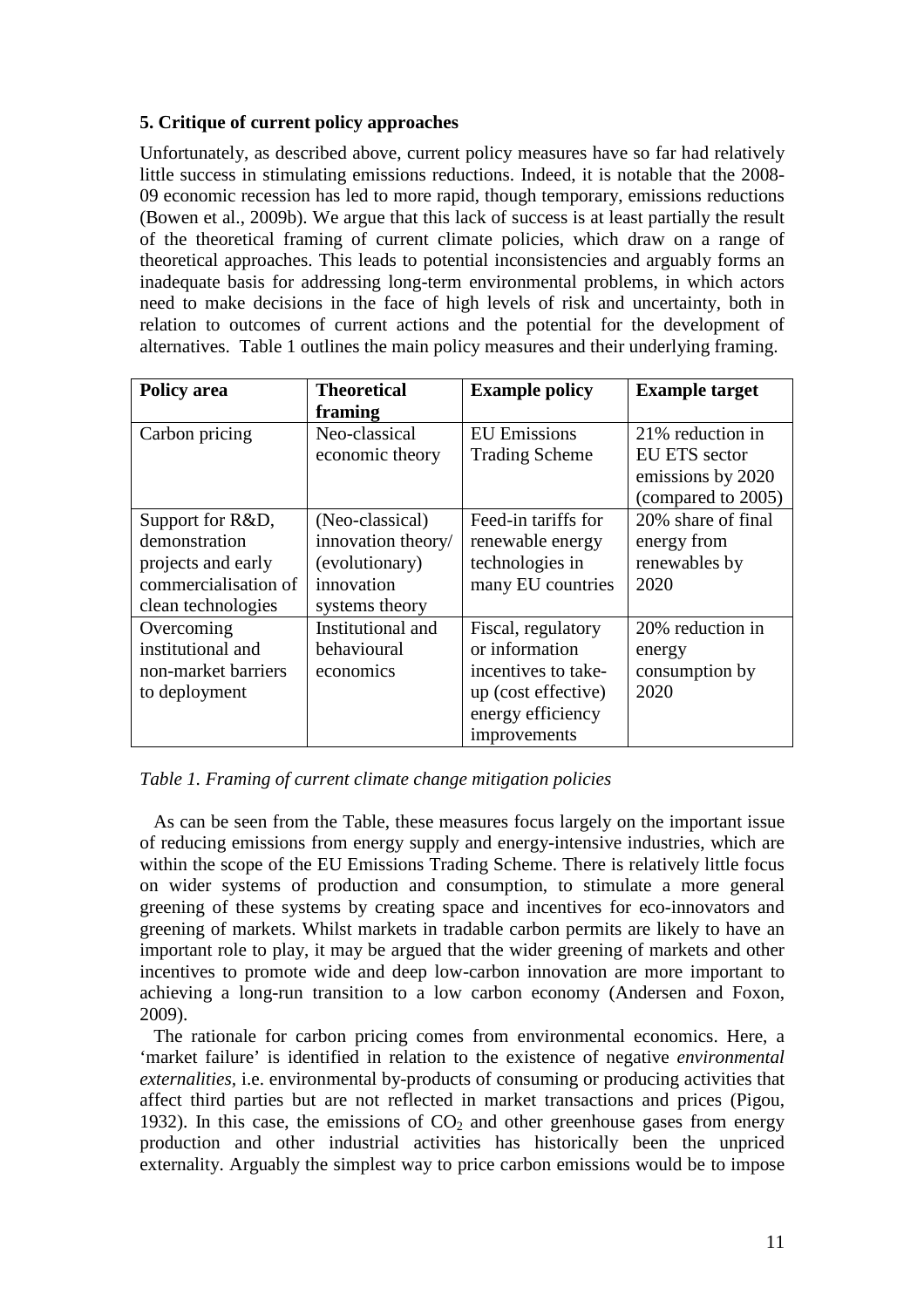### 5. Critique of current policy approaches

Unfortunately, as described above, current policy measures have so far had relatively little success in stimulating emissions reductions. Indeed, it is notable that the 2008-09 economic recession has led to more rapid, though temporary, emissions reductions (Bowen et al., 2009b). We argue that this lack of success is at least partially the result of the theoretical framing of current climate policies, which draw on a range of theoretical approaches. This leads to potential inconsistencies and arguably forms an inadequate basis for addressing long-term environmental problems, in which actors need to make decisions in the face of high levels of risk and uncertainty, both in relation to outcomes of current actions and the potential for the development of alternatives. Table 1 outlines the main policy measures and their underlying framing.

| Policy area | Theoretical framing | Example policy | Example target |
|---|---|---|---|
| Carbon pricing | Neo-classical economic theory | EU Emissions Trading Scheme | 21% reduction in EU ETS sector emissions by 2020 (compared to 2005) |
| Support for R&D, demonstration projects and early commercialisation of clean technologies | (Neo-classical) innovation theory/ (evolutionary) innovation systems theory | Feed-in tariffs for renewable energy technologies in many EU countries | 20% share of final energy from renewables by 2020 |
| Overcoming institutional and non-market barriers to deployment | Institutional and behavioural economics | Fiscal, regulatory or information incentives to take-up (cost effective) energy efficiency improvements | 20% reduction in energy consumption by 2020 |

*Table 1. Framing of current climate change mitigation policies*

As can be seen from the Table, these measures focus largely on the important issue of reducing emissions from energy supply and energy-intensive industries, which are within the scope of the EU Emissions Trading Scheme. There is relatively little focus on wider systems of production and consumption, to stimulate a more general greening of these systems by creating space and incentives for eco-innovators and greening of markets. Whilst markets in tradable carbon permits are likely to have an important role to play, it may be argued that the wider greening of markets and other incentives to promote wide and deep low-carbon innovation are more important to achieving a long-run transition to a low carbon economy (Andersen and Foxon, 2009).

The rationale for carbon pricing comes from environmental economics. Here, a 'market failure' is identified in relation to the existence of negative *environmental externalities*, i.e. environmental by-products of consuming or producing activities that affect third parties but are not reflected in market transactions and prices (Pigou, 1932). In this case, the emissions of $CO_2$ and other greenhouse gases from energy production and other industrial activities has historically been the unpriced externality. Arguably the simplest way to price carbon emissions would be to impose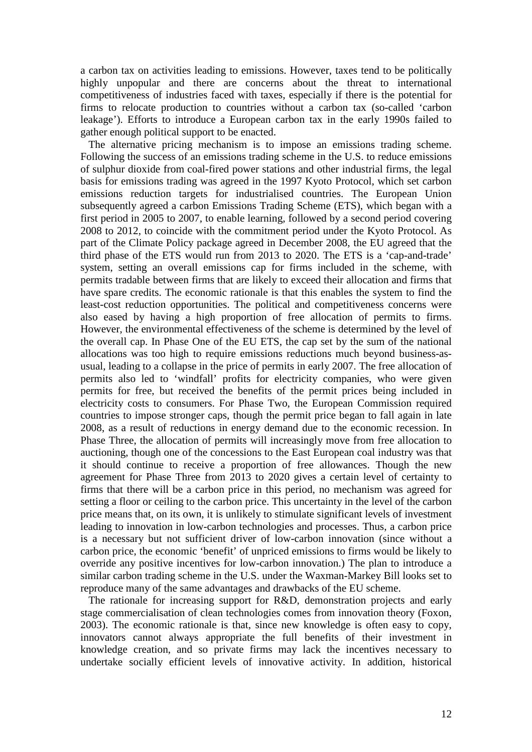a carbon tax on activities leading to emissions. However, taxes tend to be politically highly unpopular and there are concerns about the threat to international competitiveness of industries faced with taxes, especially if there is the potential for firms to relocate production to countries without a carbon tax (so-called 'carbon leakage'). Efforts to introduce a European carbon tax in the early 1990s failed to gather enough political support to be enacted.

The alternative pricing mechanism is to impose an emissions trading scheme. Following the success of an emissions trading scheme in the U.S. to reduce emissions of sulphur dioxide from coal-fired power stations and other industrial firms, the legal basis for emissions trading was agreed in the 1997 Kyoto Protocol, which set carbon emissions reduction targets for industrialised countries. The European Union subsequently agreed a carbon Emissions Trading Scheme (ETS), which began with a first period in 2005 to 2007, to enable learning, followed by a second period covering 2008 to 2012, to coincide with the commitment period under the Kyoto Protocol. As part of the Climate Policy package agreed in December 2008, the EU agreed that the third phase of the ETS would run from 2013 to 2020. The ETS is a 'cap-and-trade' system, setting an overall emissions cap for firms included in the scheme, with permits tradable between firms that are likely to exceed their allocation and firms that have spare credits. The economic rationale is that this enables the system to find the least-cost reduction opportunities. The political and competitiveness concerns were also eased by having a high proportion of free allocation of permits to firms. However, the environmental effectiveness of the scheme is determined by the level of the overall cap. In Phase One of the EU ETS, the cap set by the sum of the national allocations was too high to require emissions reductions much beyond business-as-usual, leading to a collapse in the price of permits in early 2007. The free allocation of permits also led to 'windfall' profits for electricity companies, who were given permits for free, but received the benefits of the permit prices being included in electricity costs to consumers. For Phase Two, the European Commission required countries to impose stronger caps, though the permit price began to fall again in late 2008, as a result of reductions in energy demand due to the economic recession. In Phase Three, the allocation of permits will increasingly move from free allocation to auctioning, though one of the concessions to the East European coal industry was that it should continue to receive a proportion of free allowances. Though the new agreement for Phase Three from 2013 to 2020 gives a certain level of certainty to firms that there will be a carbon price in this period, no mechanism was agreed for setting a floor or ceiling to the carbon price. This uncertainty in the level of the carbon price means that, on its own, it is unlikely to stimulate significant levels of investment leading to innovation in low-carbon technologies and processes. Thus, a carbon price is a necessary but not sufficient driver of low-carbon innovation (since without a carbon price, the economic 'benefit' of unpriced emissions to firms would be likely to override any positive incentives for low-carbon innovation.) The plan to introduce a similar carbon trading scheme in the U.S. under the Waxman-Markey Bill looks set to reproduce many of the same advantages and drawbacks of the EU scheme.

The rationale for increasing support for R&D, demonstration projects and early stage commercialisation of clean technologies comes from innovation theory (Foxon, 2003). The economic rationale is that, since new knowledge is often easy to copy, innovators cannot always appropriate the full benefits of their investment in knowledge creation, and so private firms may lack the incentives necessary to undertake socially efficient levels of innovative activity. In addition, historical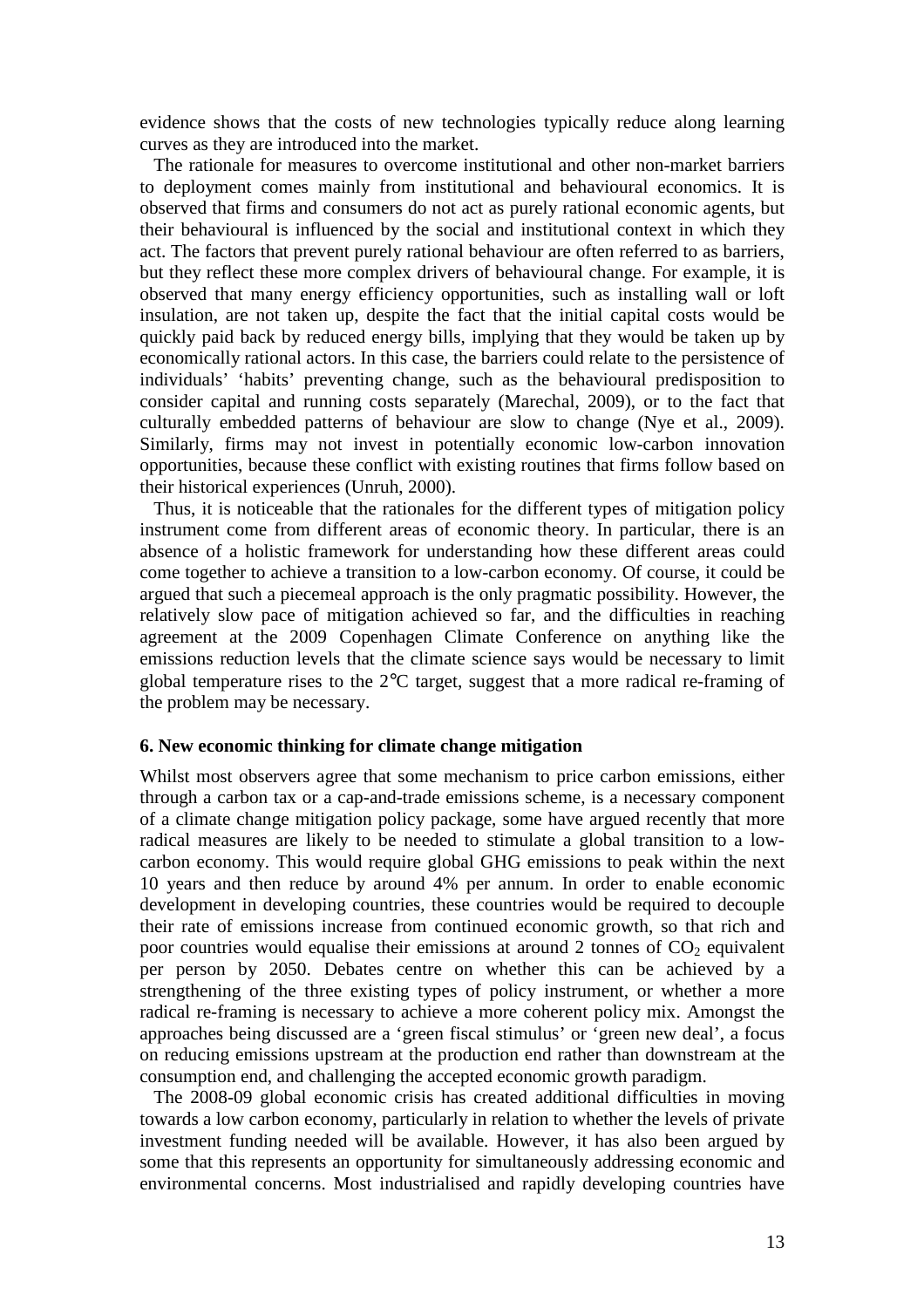evidence shows that the costs of new technologies typically reduce along learning curves as they are introduced into the market.

The rationale for measures to overcome institutional and other non-market barriers to deployment comes mainly from institutional and behavioural economics. It is observed that firms and consumers do not act as purely rational economic agents, but their behavioural is influenced by the social and institutional context in which they act. The factors that prevent purely rational behaviour are often referred to as barriers, but they reflect these more complex drivers of behavioural change. For example, it is observed that many energy efficiency opportunities, such as installing wall or loft insulation, are not taken up, despite the fact that the initial capital costs would be quickly paid back by reduced energy bills, implying that they would be taken up by economically rational actors. In this case, the barriers could relate to the persistence of individuals' 'habits' preventing change, such as the behavioural predisposition to consider capital and running costs separately (Marechal, 2009), or to the fact that culturally embedded patterns of behaviour are slow to change (Nye et al., 2009). Similarly, firms may not invest in potentially economic low-carbon innovation opportunities, because these conflict with existing routines that firms follow based on their historical experiences (Unruh, 2000).

Thus, it is noticeable that the rationales for the different types of mitigation policy instrument come from different areas of economic theory. In particular, there is an absence of a holistic framework for understanding how these different areas could come together to achieve a transition to a low-carbon economy. Of course, it could be argued that such a piecemeal approach is the only pragmatic possibility. However, the relatively slow pace of mitigation achieved so far, and the difficulties in reaching agreement at the 2009 Copenhagen Climate Conference on anything like the emissions reduction levels that the climate science says would be necessary to limit global temperature rises to the 2°C target, suggest that a more radical re-framing of the problem may be necessary.

### 6. New economic thinking for climate change mitigation

Whilst most observers agree that some mechanism to price carbon emissions, either through a carbon tax or a cap-and-trade emissions scheme, is a necessary component of a climate change mitigation policy package, some have argued recently that more radical measures are likely to be needed to stimulate a global transition to a low-carbon economy. This would require global GHG emissions to peak within the next 10 years and then reduce by around 4% per annum. In order to enable economic development in developing countries, these countries would be required to decouple their rate of emissions increase from continued economic growth, so that rich and poor countries would equalise their emissions at around 2 tonnes of $CO_2$ equivalent per person by 2050. Debates centre on whether this can be achieved by a strengthening of the three existing types of policy instrument, or whether a more radical re-framing is necessary to achieve a more coherent policy mix. Amongst the approaches being discussed are a 'green fiscal stimulus' or 'green new deal', a focus on reducing emissions upstream at the production end rather than downstream at the consumption end, and challenging the accepted economic growth paradigm.

The 2008-09 global economic crisis has created additional difficulties in moving towards a low carbon economy, particularly in relation to whether the levels of private investment funding needed will be available. However, it has also been argued by some that this represents an opportunity for simultaneously addressing economic and environmental concerns. Most industrialised and rapidly developing countries have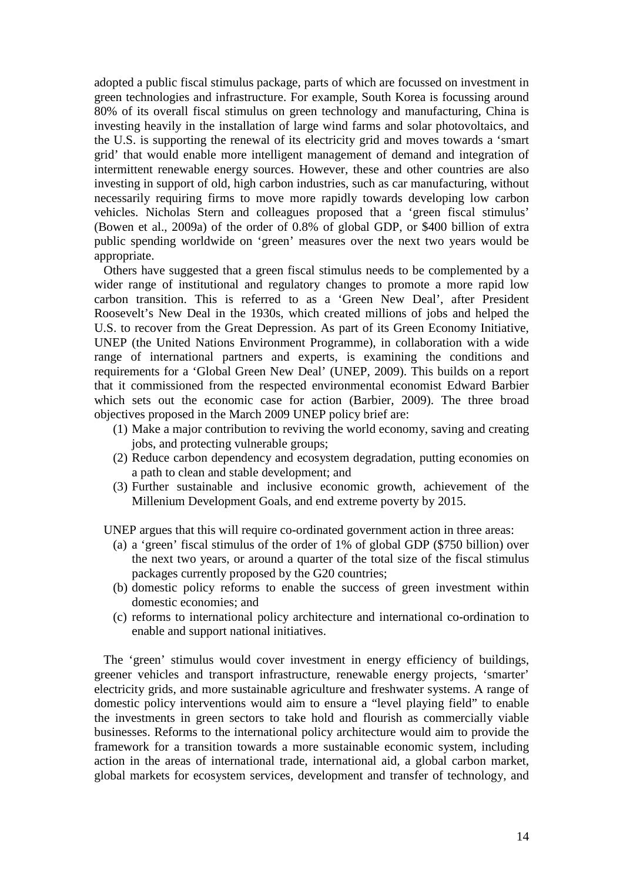adopted a public fiscal stimulus package, parts of which are focussed on investment in green technologies and infrastructure. For example, South Korea is focussing around 80% of its overall fiscal stimulus on green technology and manufacturing, China is investing heavily in the installation of large wind farms and solar photovoltaics, and the U.S. is supporting the renewal of its electricity grid and moves towards a 'smart grid' that would enable more intelligent management of demand and integration of intermittent renewable energy sources. However, these and other countries are also investing in support of old, high carbon industries, such as car manufacturing, without necessarily requiring firms to move more rapidly towards developing low carbon vehicles. Nicholas Stern and colleagues proposed that a 'green fiscal stimulus' (Bowen et al., 2009a) of the order of 0.8% of global GDP, or \$400 billion of extra public spending worldwide on 'green' measures over the next two years would be appropriate.

Others have suggested that a green fiscal stimulus needs to be complemented by a wider range of institutional and regulatory changes to promote a more rapid low carbon transition. This is referred to as a 'Green New Deal', after President Roosevelt's New Deal in the 1930s, which created millions of jobs and helped the U.S. to recover from the Great Depression. As part of its Green Economy Initiative, UNEP (the United Nations Environment Programme), in collaboration with a wide range of international partners and experts, is examining the conditions and requirements for a 'Global Green New Deal' (UNEP, 2009). This builds on a report that it commissioned from the respected environmental economist Edward Barbier which sets out the economic case for action (Barbier, 2009). The three broad objectives proposed in the March 2009 UNEP policy brief are:

(1) Make a major contribution to reviving the world economy, saving and creating jobs, and protecting vulnerable groups;
(2) Reduce carbon dependency and ecosystem degradation, putting economies on a path to clean and stable development; and
(3) Further sustainable and inclusive economic growth, achievement of the Millenium Development Goals, and end extreme poverty by 2015.

UNEP argues that this will require co-ordinated government action in three areas:

(a) a 'green' fiscal stimulus of the order of 1% of global GDP (\$750 billion) over the next two years, or around a quarter of the total size of the fiscal stimulus packages currently proposed by the G20 countries;
(b) domestic policy reforms to enable the success of green investment within domestic economies; and
(c) reforms to international policy architecture and international co-ordination to enable and support national initiatives.

The 'green' stimulus would cover investment in energy efficiency of buildings, greener vehicles and transport infrastructure, renewable energy projects, 'smarter' electricity grids, and more sustainable agriculture and freshwater systems. A range of domestic policy interventions would aim to ensure a "level playing field" to enable the investments in green sectors to take hold and flourish as commercially viable businesses. Reforms to the international policy architecture would aim to provide the framework for a transition towards a more sustainable economic system, including action in the areas of international trade, international aid, a global carbon market, global markets for ecosystem services, development and transfer of technology, and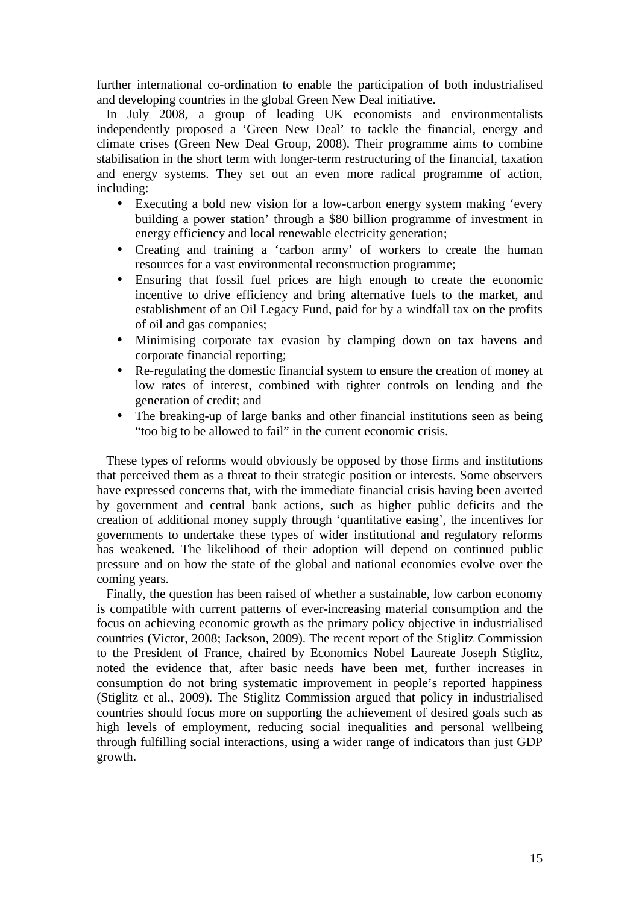further international co-ordination to enable the participation of both industrialised and developing countries in the global Green New Deal initiative.

In July 2008, a group of leading UK economists and environmentalists independently proposed a 'Green New Deal' to tackle the financial, energy and climate crises (Green New Deal Group, 2008). Their programme aims to combine stabilisation in the short term with longer-term restructuring of the financial, taxation and energy systems. They set out an even more radical programme of action, including:

- Executing a bold new vision for a low-carbon energy system making 'every building a power station' through a $80 billion programme of investment in energy efficiency and local renewable electricity generation;
- Creating and training a 'carbon army' of workers to create the human resources for a vast environmental reconstruction programme;
- Ensuring that fossil fuel prices are high enough to create the economic incentive to drive efficiency and bring alternative fuels to the market, and establishment of an Oil Legacy Fund, paid for by a windfall tax on the profits of oil and gas companies;
- Minimising corporate tax evasion by clamping down on tax havens and corporate financial reporting;
- Re-regulating the domestic financial system to ensure the creation of money at low rates of interest, combined with tighter controls on lending and the generation of credit; and
- The breaking-up of large banks and other financial institutions seen as being "too big to be allowed to fail" in the current economic crisis.

These types of reforms would obviously be opposed by those firms and institutions that perceived them as a threat to their strategic position or interests. Some observers have expressed concerns that, with the immediate financial crisis having been averted by government and central bank actions, such as higher public deficits and the creation of additional money supply through 'quantitative easing', the incentives for governments to undertake these types of wider institutional and regulatory reforms has weakened. The likelihood of their adoption will depend on continued public pressure and on how the state of the global and national economies evolve over the coming years.

Finally, the question has been raised of whether a sustainable, low carbon economy is compatible with current patterns of ever-increasing material consumption and the focus on achieving economic growth as the primary policy objective in industrialised countries (Victor, 2008; Jackson, 2009). The recent report of the Stiglitz Commission to the President of France, chaired by Economics Nobel Laureate Joseph Stiglitz, noted the evidence that, after basic needs have been met, further increases in consumption do not bring systematic improvement in people's reported happiness (Stiglitz et al., 2009). The Stiglitz Commission argued that policy in industrialised countries should focus more on supporting the achievement of desired goals such as high levels of employment, reducing social inequalities and personal wellbeing through fulfilling social interactions, using a wider range of indicators than just GDP growth.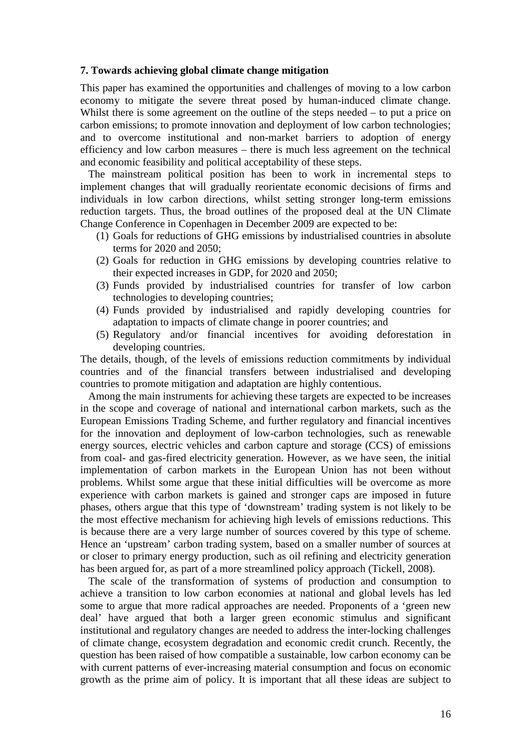### 7. Towards achieving global climate change mitigation

This paper has examined the opportunities and challenges of moving to a low carbon economy to mitigate the severe threat posed by human-induced climate change. Whilst there is some agreement on the outline of the steps needed – to put a price on carbon emissions; to promote innovation and deployment of low carbon technologies; and to overcome institutional and non-market barriers to adoption of energy efficiency and low carbon measures – there is much less agreement on the technical and economic feasibility and political acceptability of these steps.

The mainstream political position has been to work in incremental steps to implement changes that will gradually reorientate economic decisions of firms and individuals in low carbon directions, whilst setting stronger long-term emissions reduction targets. Thus, the broad outlines of the proposed deal at the UN Climate Change Conference in Copenhagen in December 2009 are expected to be:

1. Goals for reductions of GHG emissions by industrialised countries in absolute terms for 2020 and 2050;
2. Goals for reduction in GHG emissions by developing countries relative to their expected increases in GDP, for 2020 and 2050;
3. Funds provided by industrialised countries for transfer of low carbon technologies to developing countries;
4. Funds provided by industrialised and rapidly developing countries for adaptation to impacts of climate change in poorer countries; and
5. Regulatory and/or financial incentives for avoiding deforestation in developing countries.

The details, though, of the levels of emissions reduction commitments by individual countries and of the financial transfers between industrialised and developing countries to promote mitigation and adaptation are highly contentious.

Among the main instruments for achieving these targets are expected to be increases in the scope and coverage of national and international carbon markets, such as the European Emissions Trading Scheme, and further regulatory and financial incentives for the innovation and deployment of low-carbon technologies, such as renewable energy sources, electric vehicles and carbon capture and storage (CCS) of emissions from coal- and gas-fired electricity generation. However, as we have seen, the initial implementation of carbon markets in the European Union has not been without problems. Whilst some argue that these initial difficulties will be overcome as more experience with carbon markets is gained and stronger caps are imposed in future phases, others argue that this type of 'downstream' trading system is not likely to be the most effective mechanism for achieving high levels of emissions reductions. This is because there are a very large number of sources covered by this type of scheme. Hence an 'upstream' carbon trading system, based on a smaller number of sources at or closer to primary energy production, such as oil refining and electricity generation has been argued for, as part of a more streamlined policy approach (Tickell, 2008).

The scale of the transformation of systems of production and consumption to achieve a transition to low carbon economies at national and global levels has led some to argue that more radical approaches are needed. Proponents of a 'green new deal' have argued that both a larger green economic stimulus and significant institutional and regulatory changes are needed to address the inter-locking challenges of climate change, ecosystem degradation and economic credit crunch. Recently, the question has been raised of how compatible a sustainable, low carbon economy can be with current patterns of ever-increasing material consumption and focus on economic growth as the prime aim of policy. It is important that all these ideas are subject to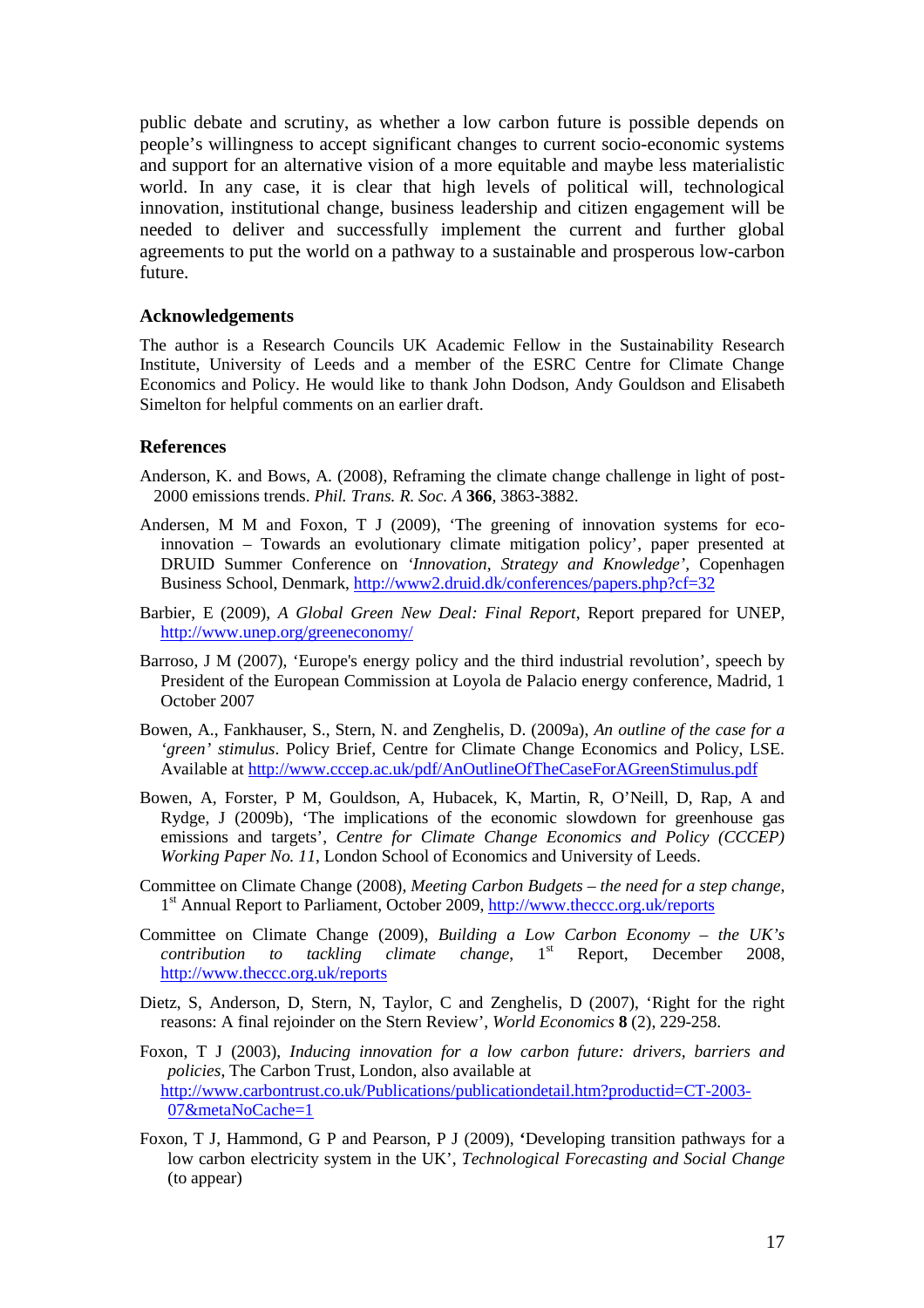public debate and scrutiny, as whether a low carbon future is possible depends on people's willingness to accept significant changes to current socio-economic systems and support for an alternative vision of a more equitable and maybe less materialistic world. In any case, it is clear that high levels of political will, technological innovation, institutional change, business leadership and citizen engagement will be needed to deliver and successfully implement the current and further global agreements to put the world on a pathway to a sustainable and prosperous low-carbon future.

## Acknowledgements

The author is a Research Councils UK Academic Fellow in the Sustainability Research Institute, University of Leeds and a member of the ESRC Centre for Climate Change Economics and Policy. He would like to thank John Dodson, Andy Gouldson and Elisabeth Simelton for helpful comments on an earlier draft.

## References

Anderson, K. and Bows, A. (2008), Reframing the climate change challenge in light of post-2000 emissions trends. *Phil. Trans. R. Soc. A* **366**, 3863-3882.

Andersen, M M and Foxon, T J (2009), 'The greening of innovation systems for eco-innovation – Towards an evolutionary climate mitigation policy', paper presented at DRUID Summer Conference on *'Innovation, Strategy and Knowledge'*, Copenhagen Business School, Denmark, http://www2.druid.dk/conferences/papers.php?cf=32

Barbier, E (2009), *A Global Green New Deal: Final Report*, Report prepared for UNEP, http://www.unep.org/greeneconomy/

Barroso, J M (2007), 'Europe's energy policy and the third industrial revolution', speech by President of the European Commission at Loyola de Palacio energy conference, Madrid, 1 October 2007

Bowen, A., Fankhauser, S., Stern, N. and Zenghelis, D. (2009a), *An outline of the case for a 'green' stimulus*. Policy Brief, Centre for Climate Change Economics and Policy, LSE. Available at http://www.cccep.ac.uk/pdf/AnOutlineOfTheCaseForAGreenStimulus.pdf

Bowen, A, Forster, P M, Gouldson, A, Hubacek, K, Martin, R, O'Neill, D, Rap, A and Rydge, J (2009b), 'The implications of the economic slowdown for greenhouse gas emissions and targets', *Centre for Climate Change Economics and Policy (CCCEP) Working Paper No. 11*, London School of Economics and University of Leeds.

Committee on Climate Change (2008), *Meeting Carbon Budgets – the need for a step change*, 1st Annual Report to Parliament, October 2009, http://www.theccc.org.uk/reports

Committee on Climate Change (2009), *Building a Low Carbon Economy – the UK's contribution to tackling climate change*, 1st Report, December 2008, http://www.theccc.org.uk/reports

Dietz, S, Anderson, D, Stern, N, Taylor, C and Zenghelis, D (2007), 'Right for the right reasons: A final rejoinder on the Stern Review', *World Economics* **8** (2), 229-258.

Foxon, T J (2003), *Inducing innovation for a low carbon future: drivers, barriers and policies*, The Carbon Trust, London, also available at http://www.carbontrust.co.uk/Publications/publicationdetail.htm?productid=CT-2003-07&metaNoCache=1

Foxon, T J, Hammond, G P and Pearson, P J (2009), **'**Developing transition pathways for a low carbon electricity system in the UK', *Technological Forecasting and Social Change* (to appear)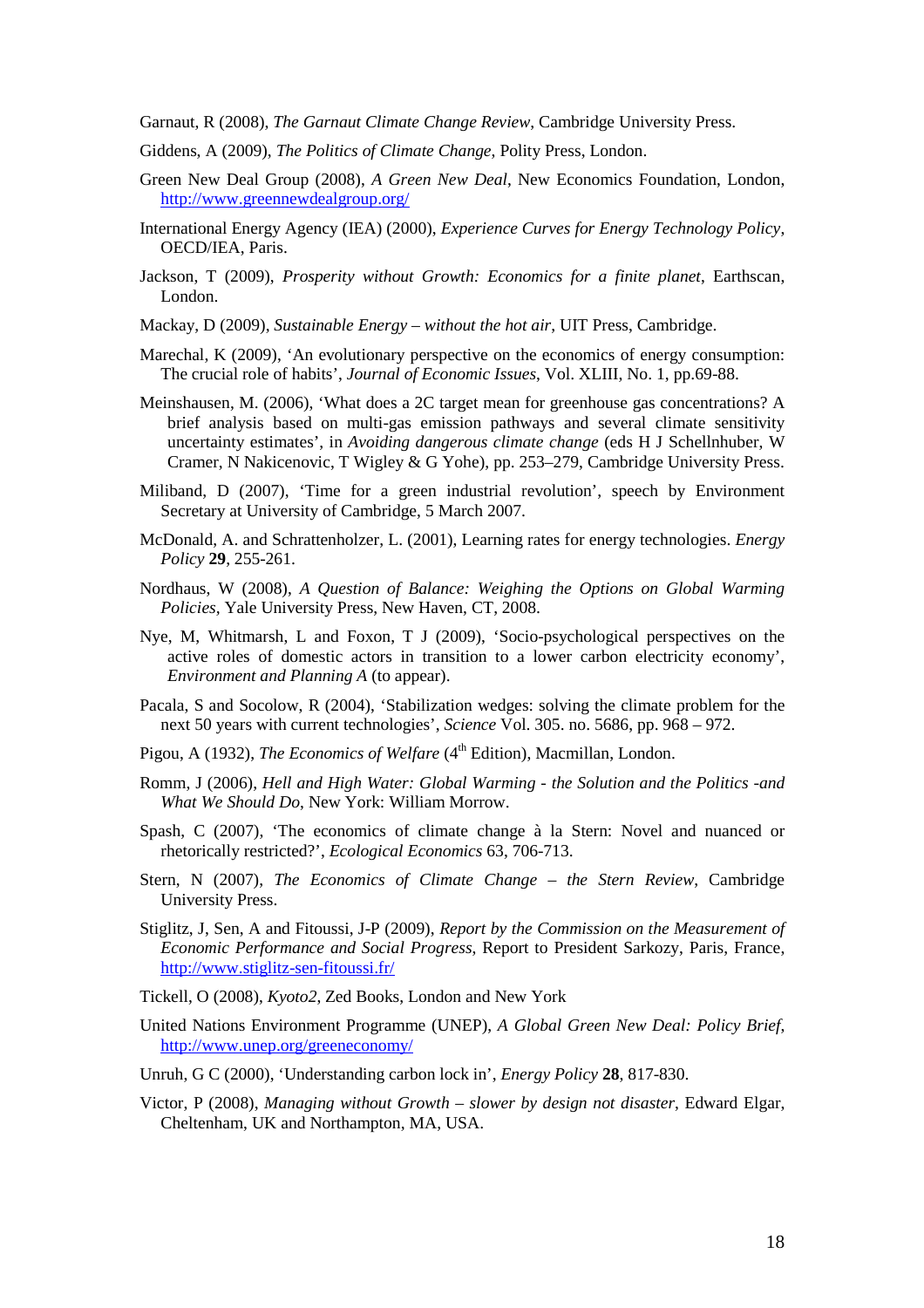Garnaut, R (2008), *The Garnaut Climate Change Review*, Cambridge University Press.

Giddens, A (2009), *The Politics of Climate Change*, Polity Press, London.

Green New Deal Group (2008), *A Green New Deal*, New Economics Foundation, London, http://www.greennewdealgroup.org/

International Energy Agency (IEA) (2000), *Experience Curves for Energy Technology Policy*, OECD/IEA, Paris.

Jackson, T (2009), *Prosperity without Growth: Economics for a finite planet*, Earthscan, London.

Mackay, D (2009), *Sustainable Energy – without the hot air*, UIT Press, Cambridge.

Marechal, K (2009), 'An evolutionary perspective on the economics of energy consumption: The crucial role of habits', *Journal of Economic Issues*, Vol. XLIII, No. 1, pp.69-88.

Meinshausen, M. (2006), 'What does a 2C target mean for greenhouse gas concentrations? A brief analysis based on multi-gas emission pathways and several climate sensitivity uncertainty estimates', in *Avoiding dangerous climate change* (eds H J Schellnhuber, W Cramer, N Nakicenovic, T Wigley & G Yohe), pp. 253–279, Cambridge University Press.

Miliband, D (2007), 'Time for a green industrial revolution', speech by Environment Secretary at University of Cambridge, 5 March 2007.

McDonald, A. and Schrattenholzer, L. (2001), Learning rates for energy technologies. *Energy Policy* **29**, 255-261.

Nordhaus, W (2008), *A Question of Balance: Weighing the Options on Global Warming Policies*, Yale University Press, New Haven, CT, 2008.

Nye, M, Whitmarsh, L and Foxon, T J (2009), 'Socio-psychological perspectives on the active roles of domestic actors in transition to a lower carbon electricity economy', *Environment and Planning A* (to appear).

Pacala, S and Socolow, R (2004), 'Stabilization wedges: solving the climate problem for the next 50 years with current technologies', *Science* Vol. 305. no. 5686, pp. 968 – 972.

Pigou, A (1932), *The Economics of Welfare* (4th Edition), Macmillan, London.

Romm, J (2006), *Hell and High Water: Global Warming - the Solution and the Politics -and What We Should Do*, New York: William Morrow.

Spash, C (2007), 'The economics of climate change à la Stern: Novel and nuanced or rhetorically restricted?', *Ecological Economics* 63, 706-713.

Stern, N (2007), *The Economics of Climate Change – the Stern Review*, Cambridge University Press.

Stiglitz, J, Sen, A and Fitoussi, J-P (2009), *Report by the Commission on the Measurement of Economic Performance and Social Progress*, Report to President Sarkozy, Paris, France, http://www.stiglitz-sen-fitoussi.fr/

Tickell, O (2008), *Kyoto2*, Zed Books, London and New York

United Nations Environment Programme (UNEP), *A Global Green New Deal: Policy Brief*, http://www.unep.org/greeneconomy/

Unruh, G C (2000), 'Understanding carbon lock in', *Energy Policy* **28**, 817-830.

Victor, P (2008), *Managing without Growth – slower by design not disaster*, Edward Elgar, Cheltenham, UK and Northampton, MA, USA.